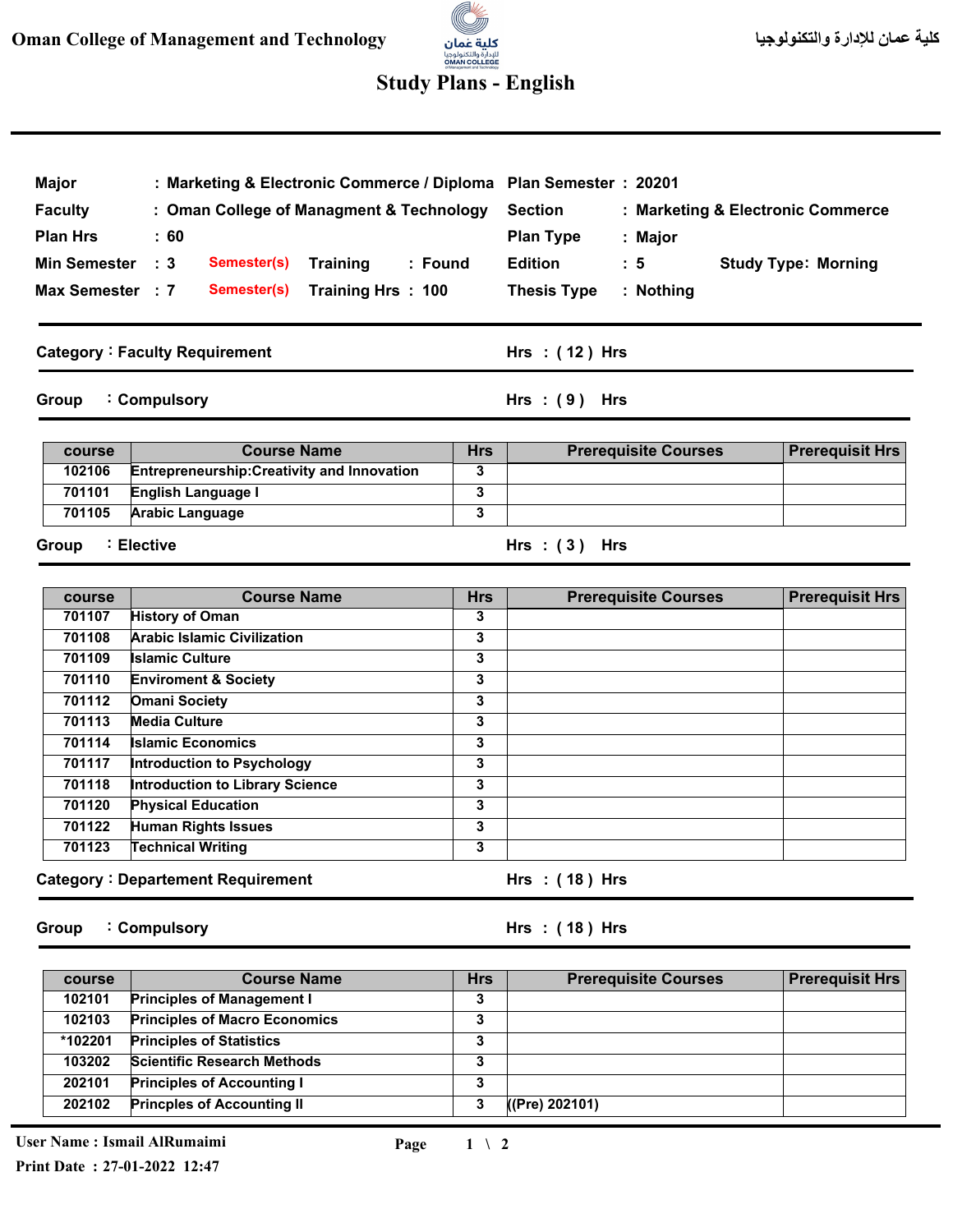Oman College of Management and Technology

كلية عمان للإدارة والتكنولوجيا

# Study Plans - English

| | | | |
|---|---|---|---|
| **Major** | : Marketing & Electronic Commerce / Diploma | **Plan Semester** | : 20201 |
| **Faculty** | : Oman College of Managment & Technology | **Section** | : Marketing & Electronic Commerce |
| **Plan Hrs** | : 60 | **Plan Type** | : Major |
| **Min Semester** | : 3 Semester(s) Training : Found | **Edition** | : 5 Study Type: Morning |
| **Max Semester** | : 7 Semester(s) Training Hrs : 100 | **Thesis Type** | : Nothing |

## Category : Faculty Requirement — Hrs : ( 12 ) Hrs

### Group : Compulsory — Hrs : ( 9 ) Hrs

| course | Course Name | Hrs | Prerequisite Courses | Prerequisit Hrs |
|---|---|---|---|---|
| 102106 | Entrepreneurship:Creativity and Innovation | 3 | | |
| 701101 | English Language I | 3 | | |
| 701105 | Arabic Language | 3 | | |

### Group : Elective — Hrs : ( 3 ) Hrs

| course | Course Name | Hrs | Prerequisite Courses | Prerequisit Hrs |
|---|---|---|---|---|
| 701107 | History of Oman | 3 | | |
| 701108 | Arabic Islamic Civilization | 3 | | |
| 701109 | Islamic Culture | 3 | | |
| 701110 | Enviroment & Society | 3 | | |
| 701112 | Omani Society | 3 | | |
| 701113 | Media Culture | 3 | | |
| 701114 | Islamic Economics | 3 | | |
| 701117 | Introduction to Psychology | 3 | | |
| 701118 | Introduction to Library Science | 3 | | |
| 701120 | Physical Education | 3 | | |
| 701122 | Human Rights Issues | 3 | | |
| 701123 | Technical Writing | 3 | | |

## Category : Departement Requirement — Hrs : ( 18 ) Hrs

### Group : Compulsory — Hrs : ( 18 ) Hrs

| course | Course Name | Hrs | Prerequisite Courses | Prerequisit Hrs |
|---|---|---|---|---|
| 102101 | Principles of Management I | 3 | | |
| 102103 | Principles of Macro Economics | 3 | | |
| *102201 | Principles of Statistics | 3 | | |
| 103202 | Scientific Research Methods | 3 | | |
| 202101 | Principles of Accounting I | 3 | | |
| 202102 | Princples of Accounting II | 3 | ((Pre) 202101) | |

User Name : Ismail AlRumaimi

Print Date : 27-01-2022 12:47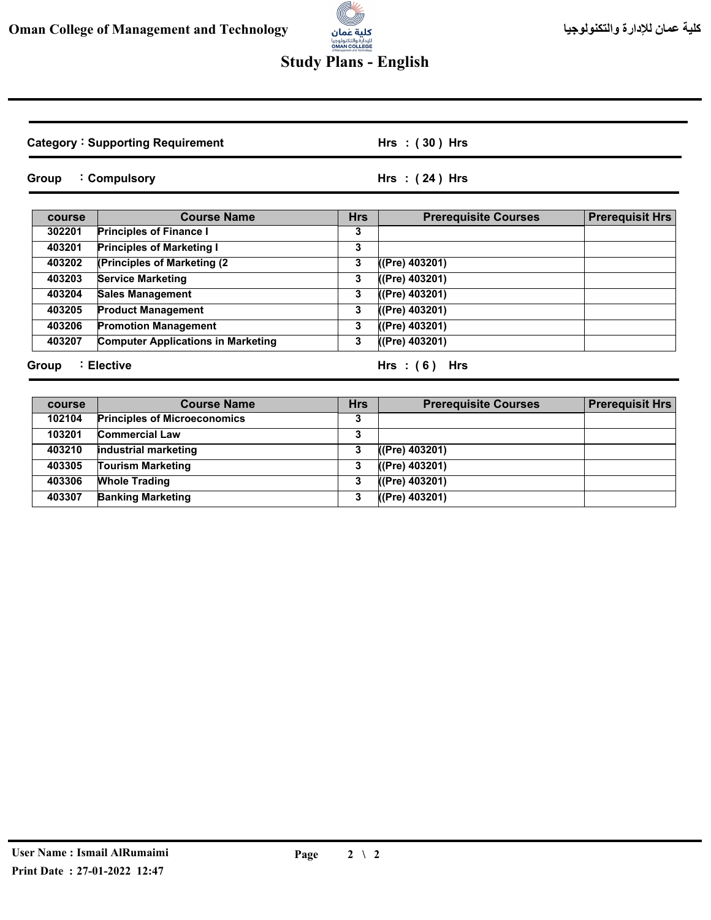**Category : Supporting Requirement** — **Hrs : ( 30 ) Hrs**

**Group : Compulsory** — **Hrs : ( 24 ) Hrs**

| course | Course Name | Hrs | Prerequisite Courses | Prerequisit Hrs |
|---|---|---|---|---|
| 302201 | Principles of Finance I | 3 | | |
| 403201 | Principles of Marketing I | 3 | | |
| 403202 | (Principles of Marketing (2 | 3 | ((Pre) 403201) | |
| 403203 | Service Marketing | 3 | ((Pre) 403201) | |
| 403204 | Sales Management | 3 | ((Pre) 403201) | |
| 403205 | Product Management | 3 | ((Pre) 403201) | |
| 403206 | Promotion Management | 3 | ((Pre) 403201) | |
| 403207 | Computer Applications in Marketing | 3 | ((Pre) 403201) | |

**Group : Elective** — **Hrs : ( 6 ) Hrs**

| course | Course Name | Hrs | Prerequisite Courses | Prerequisit Hrs |
|---|---|---|---|---|
| 102104 | Principles of Microeconomics | 3 | | |
| 103201 | Commercial Law | 3 | | |
| 403210 | industrial marketing | 3 | ((Pre) 403201) | |
| 403305 | Tourism Marketing | 3 | ((Pre) 403201) | |
| 403306 | Whole Trading | 3 | ((Pre) 403201) | |
| 403307 | Banking Marketing | 3 | ((Pre) 403201) | |

User Name : Ismail AlRumaimi

Print Date : 27-01-2022 12:47